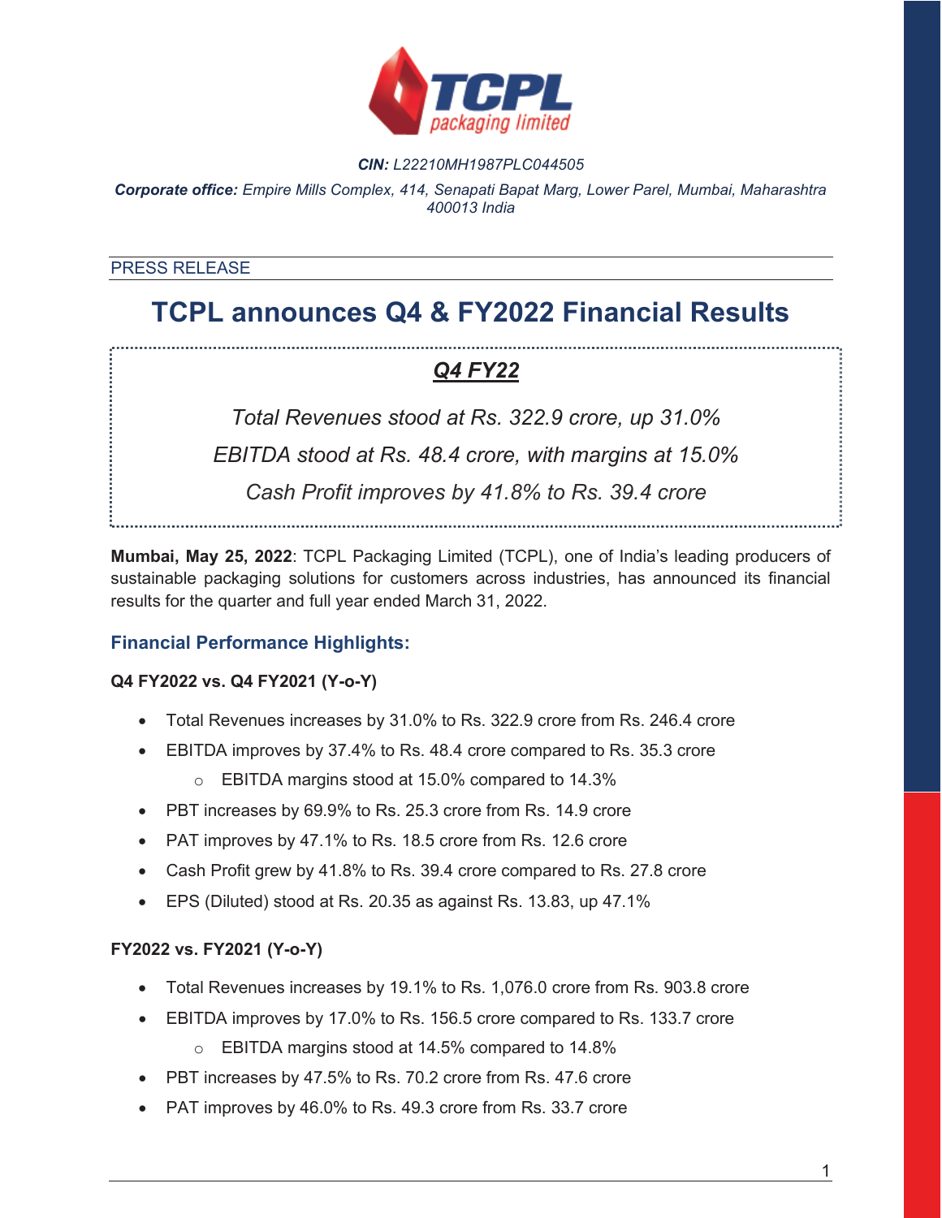TCPL packaging limited

***CIN:*** *L22210MH1987PLC044505*

***Corporate office:*** *Empire Mills Complex, 414, Senapati Bapat Marg, Lower Parel, Mumbai, Maharashtra 400013 India*

PRESS RELEASE

# TCPL announces Q4 & FY2022 Financial Results

## ***Q4 FY22***

*Total Revenues stood at Rs. 322.9 crore, up 31.0%*

*EBITDA stood at Rs. 48.4 crore, with margins at 15.0%*

*Cash Profit improves by 41.8% to Rs. 39.4 crore*

**Mumbai, May 25, 2022**: TCPL Packaging Limited (TCPL), one of India's leading producers of sustainable packaging solutions for customers across industries, has announced its financial results for the quarter and full year ended March 31, 2022.

## Financial Performance Highlights:

**Q4 FY2022 vs. Q4 FY2021 (Y-o-Y)**

- Total Revenues increases by 31.0% to Rs. 322.9 crore from Rs. 246.4 crore
- EBITDA improves by 37.4% to Rs. 48.4 crore compared to Rs. 35.3 crore
  - EBITDA margins stood at 15.0% compared to 14.3%
- PBT increases by 69.9% to Rs. 25.3 crore from Rs. 14.9 crore
- PAT improves by 47.1% to Rs. 18.5 crore from Rs. 12.6 crore
- Cash Profit grew by 41.8% to Rs. 39.4 crore compared to Rs. 27.8 crore
- EPS (Diluted) stood at Rs. 20.35 as against Rs. 13.83, up 47.1%

**FY2022 vs. FY2021 (Y-o-Y)**

- Total Revenues increases by 19.1% to Rs. 1,076.0 crore from Rs. 903.8 crore
- EBITDA improves by 17.0% to Rs. 156.5 crore compared to Rs. 133.7 crore
  - EBITDA margins stood at 14.5% compared to 14.8%
- PBT increases by 47.5% to Rs. 70.2 crore from Rs. 47.6 crore
- PAT improves by 46.0% to Rs. 49.3 crore from Rs. 33.7 crore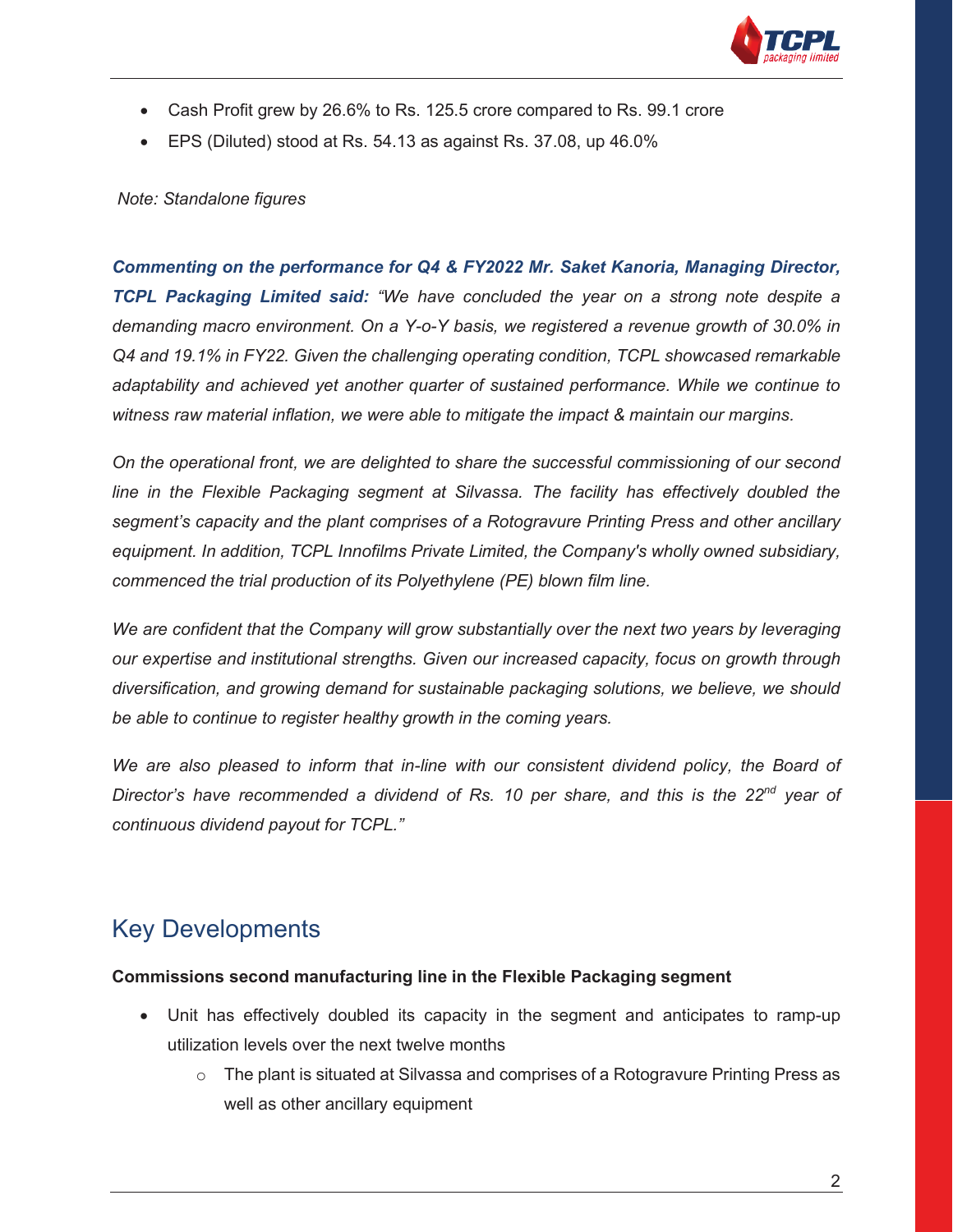- Cash Profit grew by 26.6% to Rs. 125.5 crore compared to Rs. 99.1 crore
- EPS (Diluted) stood at Rs. 54.13 as against Rs. 37.08, up 46.0%

*Note: Standalone figures*

***Commenting on the performance for Q4 & FY2022 Mr. Saket Kanoria, Managing Director, TCPL Packaging Limited said:*** *"We have concluded the year on a strong note despite a demanding macro environment. On a Y-o-Y basis, we registered a revenue growth of 30.0% in Q4 and 19.1% in FY22. Given the challenging operating condition, TCPL showcased remarkable adaptability and achieved yet another quarter of sustained performance. While we continue to witness raw material inflation, we were able to mitigate the impact & maintain our margins.*

*On the operational front, we are delighted to share the successful commissioning of our second line in the Flexible Packaging segment at Silvassa. The facility has effectively doubled the segment's capacity and the plant comprises of a Rotogravure Printing Press and other ancillary equipment. In addition, TCPL Innofilms Private Limited, the Company's wholly owned subsidiary, commenced the trial production of its Polyethylene (PE) blown film line.*

*We are confident that the Company will grow substantially over the next two years by leveraging our expertise and institutional strengths. Given our increased capacity, focus on growth through diversification, and growing demand for sustainable packaging solutions, we believe, we should be able to continue to register healthy growth in the coming years.*

*We are also pleased to inform that in-line with our consistent dividend policy, the Board of Director's have recommended a dividend of Rs. 10 per share, and this is the 22nd year of continuous dividend payout for TCPL."*

## Key Developments

**Commissions second manufacturing line in the Flexible Packaging segment**

- Unit has effectively doubled its capacity in the segment and anticipates to ramp-up utilization levels over the next twelve months
  - The plant is situated at Silvassa and comprises of a Rotogravure Printing Press as well as other ancillary equipment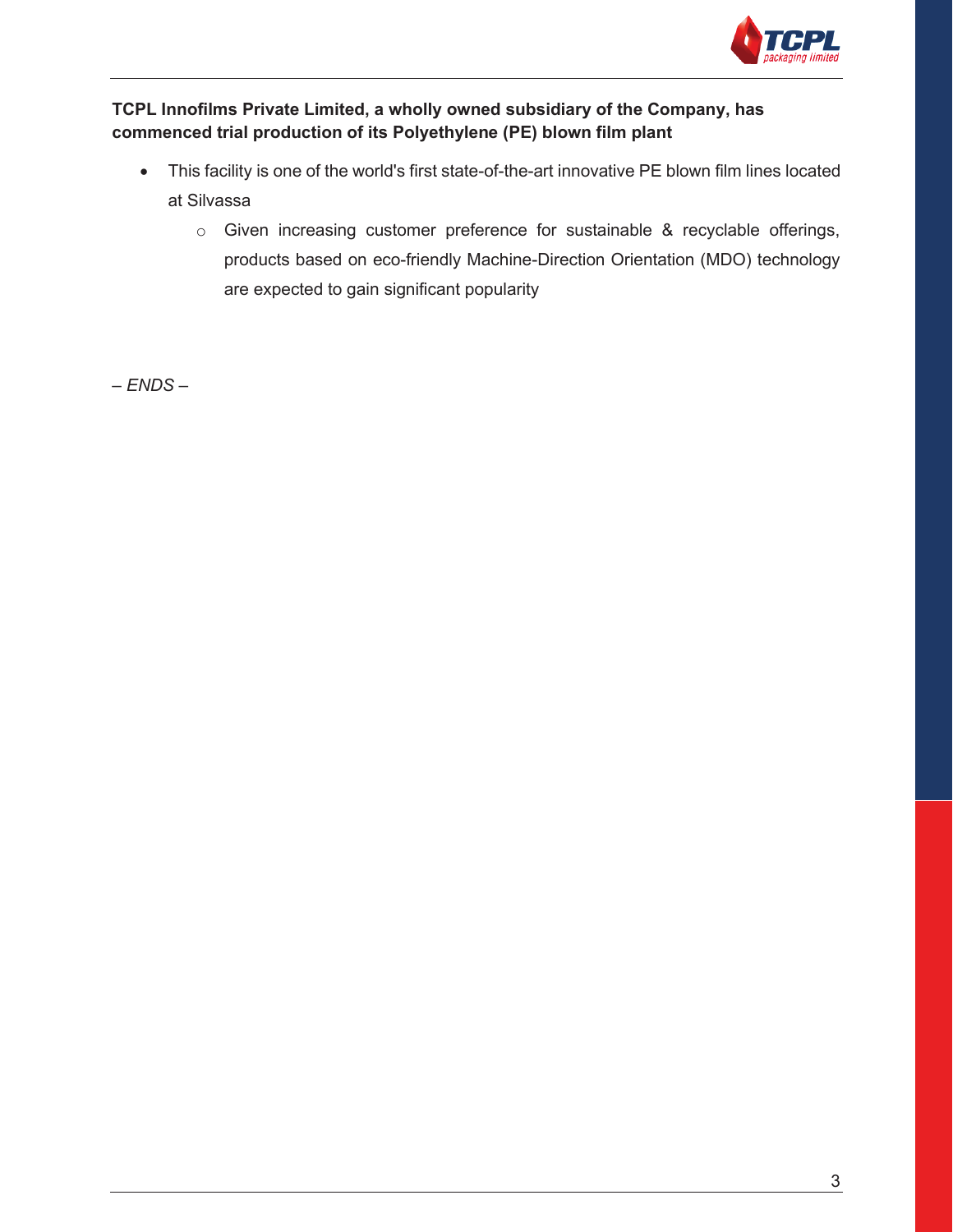**TCPL Innofilms Private Limited, a wholly owned subsidiary of the Company, has commenced trial production of its Polyethylene (PE) blown film plant**

- This facility is one of the world's first state-of-the-art innovative PE blown film lines located at Silvassa
  - Given increasing customer preference for sustainable & recyclable offerings, products based on eco-friendly Machine-Direction Orientation (MDO) technology are expected to gain significant popularity

*– ENDS –*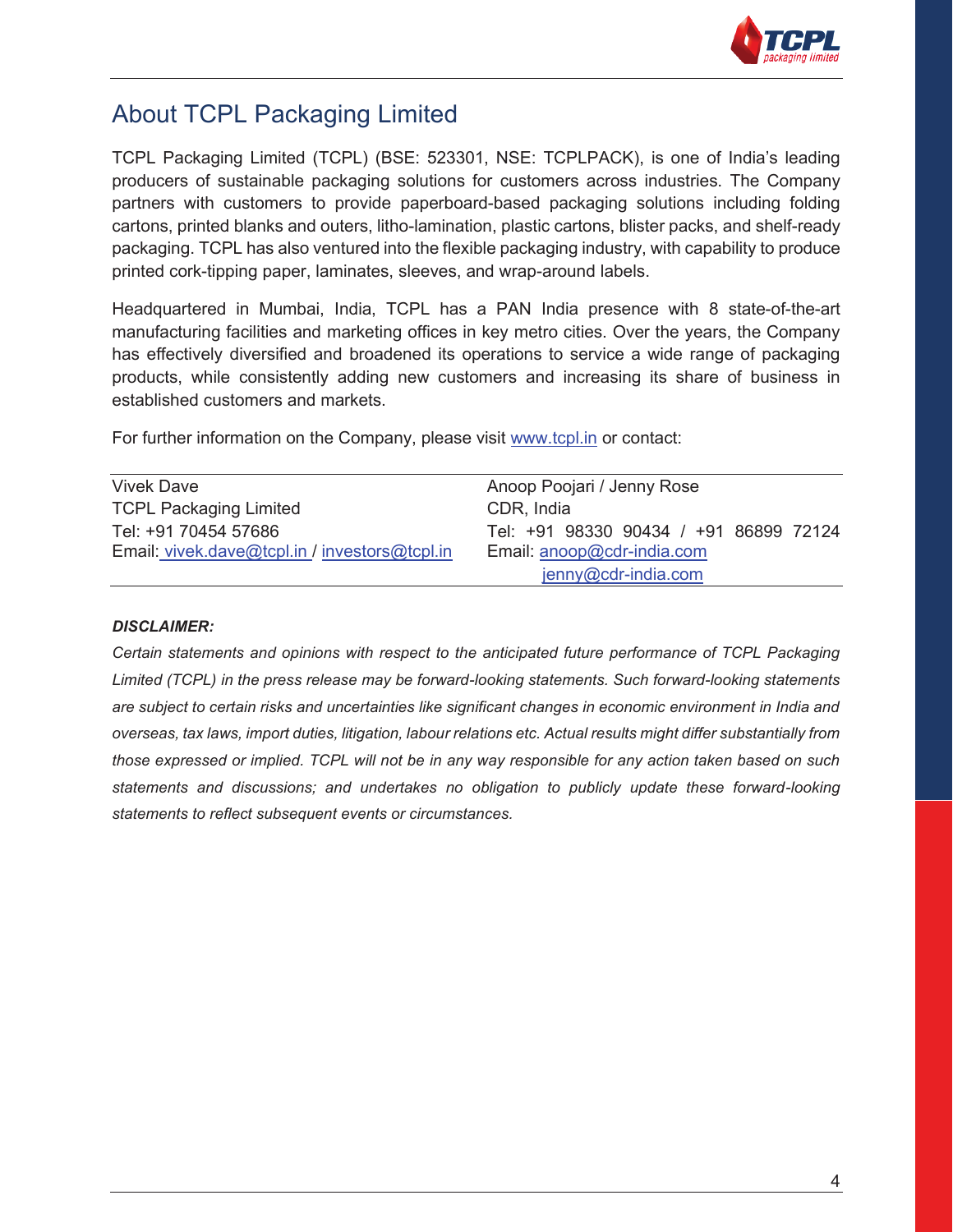## About TCPL Packaging Limited

TCPL Packaging Limited (TCPL) (BSE: 523301, NSE: TCPLPACK), is one of India's leading producers of sustainable packaging solutions for customers across industries. The Company partners with customers to provide paperboard-based packaging solutions including folding cartons, printed blanks and outers, litho-lamination, plastic cartons, blister packs, and shelf-ready packaging. TCPL has also ventured into the flexible packaging industry, with capability to produce printed cork-tipping paper, laminates, sleeves, and wrap-around labels.

Headquartered in Mumbai, India, TCPL has a PAN India presence with 8 state-of-the-art manufacturing facilities and marketing offices in key metro cities. Over the years, the Company has effectively diversified and broadened its operations to service a wide range of packaging products, while consistently adding new customers and increasing its share of business in established customers and markets.

For further information on the Company, please visit www.tcpl.in or contact:

| | |
|---|---|
| Vivek Dave<br>TCPL Packaging Limited<br>Tel: +91 70454 57686<br>Email: vivek.dave@tcpl.in / investors@tcpl.in | Anoop Poojari / Jenny Rose<br>CDR, India<br>Tel: +91 98330 90434 / +91 86899 72124<br>Email: anoop@cdr-india.com<br>jenny@cdr-india.com |

***DISCLAIMER:***

*Certain statements and opinions with respect to the anticipated future performance of TCPL Packaging Limited (TCPL) in the press release may be forward-looking statements. Such forward-looking statements are subject to certain risks and uncertainties like significant changes in economic environment in India and overseas, tax laws, import duties, litigation, labour relations etc. Actual results might differ substantially from those expressed or implied. TCPL will not be in any way responsible for any action taken based on such statements and discussions; and undertakes no obligation to publicly update these forward-looking statements to reflect subsequent events or circumstances.*